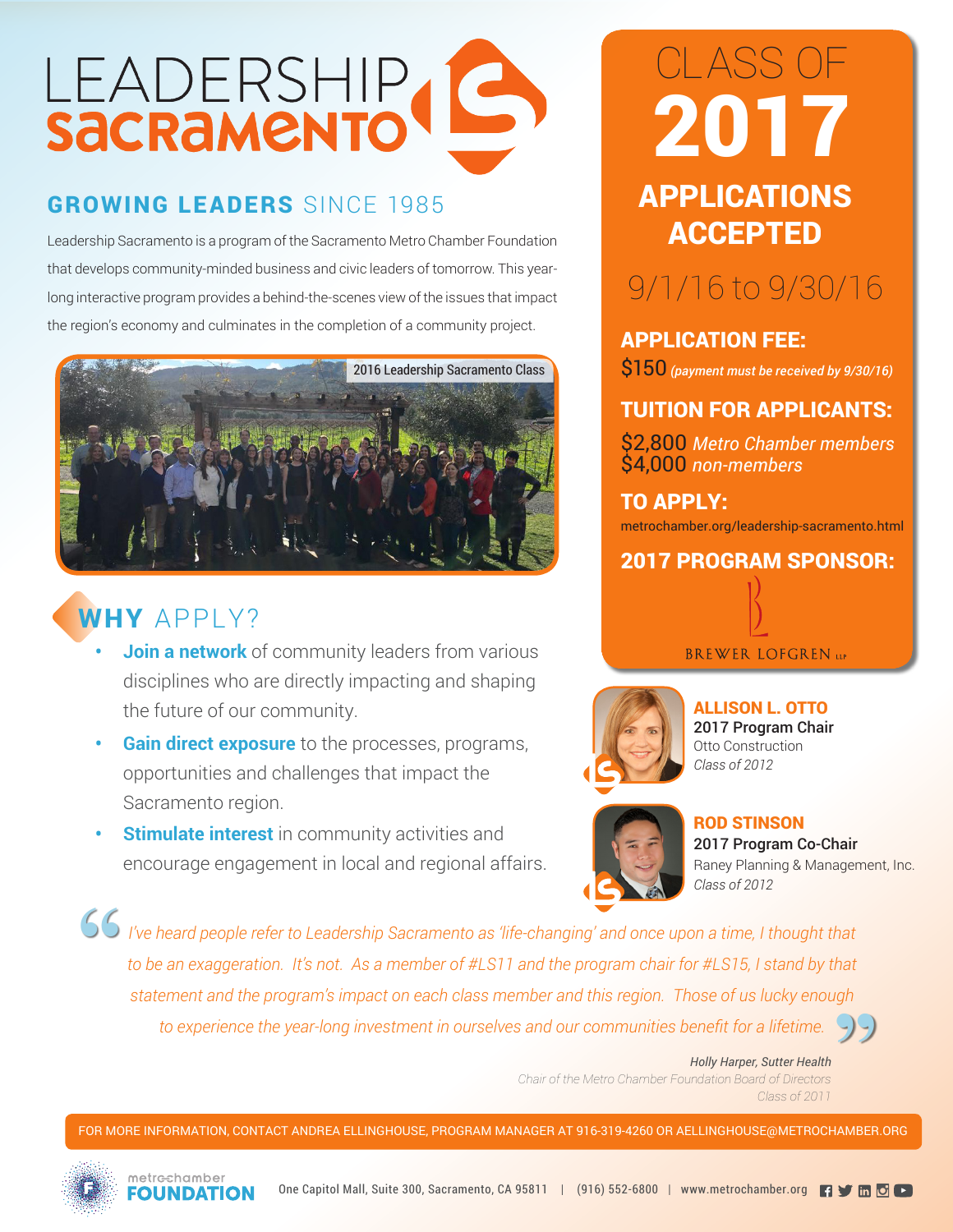# LEADERSHIP SACRAMENTO

## GROWING LEADERS SINCE 1985

Leadership Sacramento is a program of the Sacramento Metro Chamber Foundation that develops community-minded business and civic leaders of tomorrow. This year-long interactive program provides a behind-the-scenes view of the issues that impact the region's economy and culminates in the completion of a community project.

2016 Leadership Sacramento Class

## WHY APPLY?

- **Join a network** of community leaders from various disciplines who are directly impacting and shaping the future of our community.
- **Gain direct exposure** to the processes, programs, opportunities and challenges that impact the Sacramento region.
- **Stimulate interest** in community activities and encourage engagement in local and regional affairs.

## CLASS OF 2017

### APPLICATIONS ACCEPTED

9/1/16 to 9/30/16

**APPLICATION FEE:**
$150 *(payment must be received by 9/30/16)*

**TUITION FOR APPLICANTS:**
$2,800 *Metro Chamber members*
$4,000 *non-members*

**TO APPLY:**
metrochamber.org/leadership-sacramento.html

**2017 PROGRAM SPONSOR:**

BREWER LOFGREN LLP

**ALLISON L. OTTO**
2017 Program Chair
Otto Construction
*Class of 2012*

**ROD STINSON**
2017 Program Co-Chair
Raney Planning & Management, Inc.
*Class of 2012*

> *I've heard people refer to Leadership Sacramento as 'life-changing' and once upon a time, I thought that to be an exaggeration. It's not. As a member of #LS11 and the program chair for #LS15, I stand by that statement and the program's impact on each class member and this region. Those of us lucky enough to experience the year-long investment in ourselves and our communities benefit for a lifetime.*
>
> *Holly Harper, Sutter Health*
> *Chair of the Metro Chamber Foundation Board of Directors*
> *Class of 2011*

FOR MORE INFORMATION, CONTACT ANDREA ELLINGHOUSE, PROGRAM MANAGER AT 916-319-4260 OR AELLINGHOUSE@METROCHAMBER.ORG

metrochamber FOUNDATION

One Capitol Mall, Suite 300, Sacramento, CA 95811 | (916) 552-6800 | www.metrochamber.org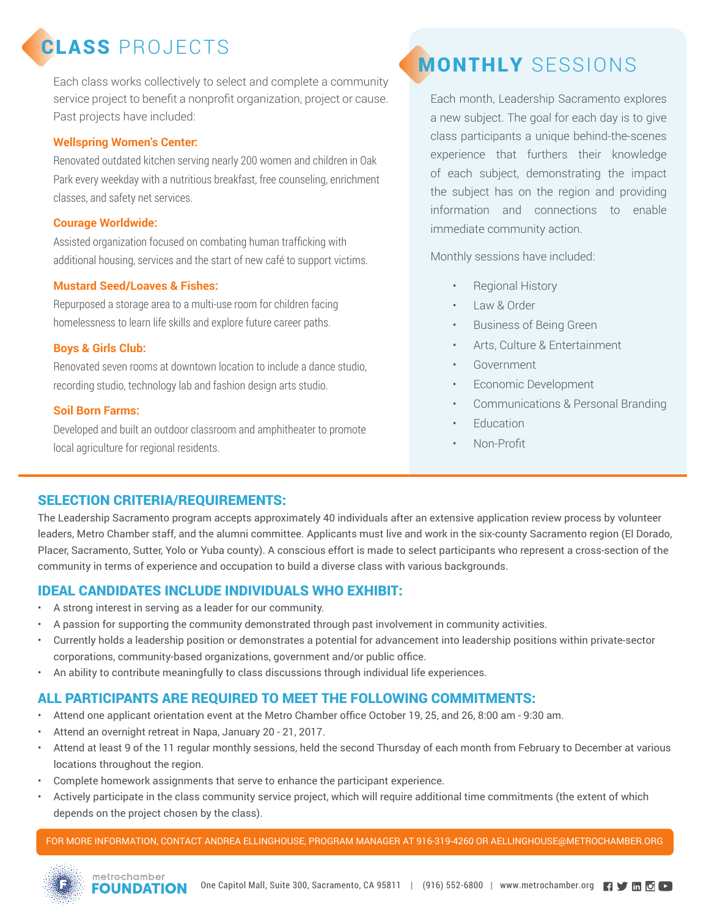## CLASS PROJECTS

Each class works collectively to select and complete a community service project to benefit a nonprofit organization, project or cause. Past projects have included:

**Wellspring Women's Center:**
Renovated outdated kitchen serving nearly 200 women and children in Oak Park every weekday with a nutritious breakfast, free counseling, enrichment classes, and safety net services.

**Courage Worldwide:**
Assisted organization focused on combating human trafficking with additional housing, services and the start of new café to support victims.

**Mustard Seed/Loaves & Fishes:**
Repurposed a storage area to a multi-use room for children facing homelessness to learn life skills and explore future career paths.

**Boys & Girls Club:**
Renovated seven rooms at downtown location to include a dance studio, recording studio, technology lab and fashion design arts studio.

**Soil Born Farms:**
Developed and built an outdoor classroom and amphitheater to promote local agriculture for regional residents.

## MONTHLY SESSIONS

Each month, Leadership Sacramento explores a new subject. The goal for each day is to give class participants a unique behind-the-scenes experience that furthers their knowledge of each subject, demonstrating the impact the subject has on the region and providing information and connections to enable immediate community action.

Monthly sessions have included:

- Regional History
- Law & Order
- Business of Being Green
- Arts, Culture & Entertainment
- Government
- Economic Development
- Communications & Personal Branding
- Education
- Non-Profit

### SELECTION CRITERIA/REQUIREMENTS:

The Leadership Sacramento program accepts approximately 40 individuals after an extensive application review process by volunteer leaders, Metro Chamber staff, and the alumni committee. Applicants must live and work in the six-county Sacramento region (El Dorado, Placer, Sacramento, Sutter, Yolo or Yuba county). A conscious effort is made to select participants who represent a cross-section of the community in terms of experience and occupation to build a diverse class with various backgrounds.

### IDEAL CANDIDATES INCLUDE INDIVIDUALS WHO EXHIBIT:

- A strong interest in serving as a leader for our community.
- A passion for supporting the community demonstrated through past involvement in community activities.
- Currently holds a leadership position or demonstrates a potential for advancement into leadership positions within private-sector corporations, community-based organizations, government and/or public office.
- An ability to contribute meaningfully to class discussions through individual life experiences.

### ALL PARTICIPANTS ARE REQUIRED TO MEET THE FOLLOWING COMMITMENTS:

- Attend one applicant orientation event at the Metro Chamber office October 19, 25, and 26, 8:00 am - 9:30 am.
- Attend an overnight retreat in Napa, January 20 - 21, 2017.
- Attend at least 9 of the 11 regular monthly sessions, held the second Thursday of each month from February to December at various locations throughout the region.
- Complete homework assignments that serve to enhance the participant experience.
- Actively participate in the class community service project, which will require additional time commitments (the extent of which depends on the project chosen by the class).

FOR MORE INFORMATION, CONTACT ANDREA ELLINGHOUSE, PROGRAM MANAGER AT 916-319-4260 OR AELLINGHOUSE@METROCHAMBER.ORG

metrochamber FOUNDATION

One Capitol Mall, Suite 300, Sacramento, CA 95811 | (916) 552-6800 | www.metrochamber.org